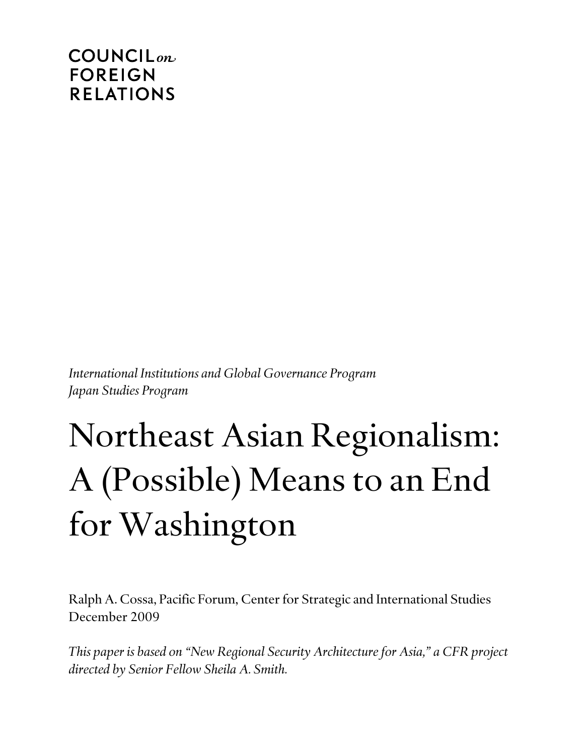COUNCIL *on* FOREIGN RELATIONS

*International Institutions and Global Governance Program*
*Japan Studies Program*

# Northeast Asian Regionalism: A (Possible) Means to an End for Washington

Ralph A. Cossa, Pacific Forum, Center for Strategic and International Studies
December 2009

*This paper is based on "New Regional Security Architecture for Asia," a CFR project directed by Senior Fellow Sheila A. Smith.*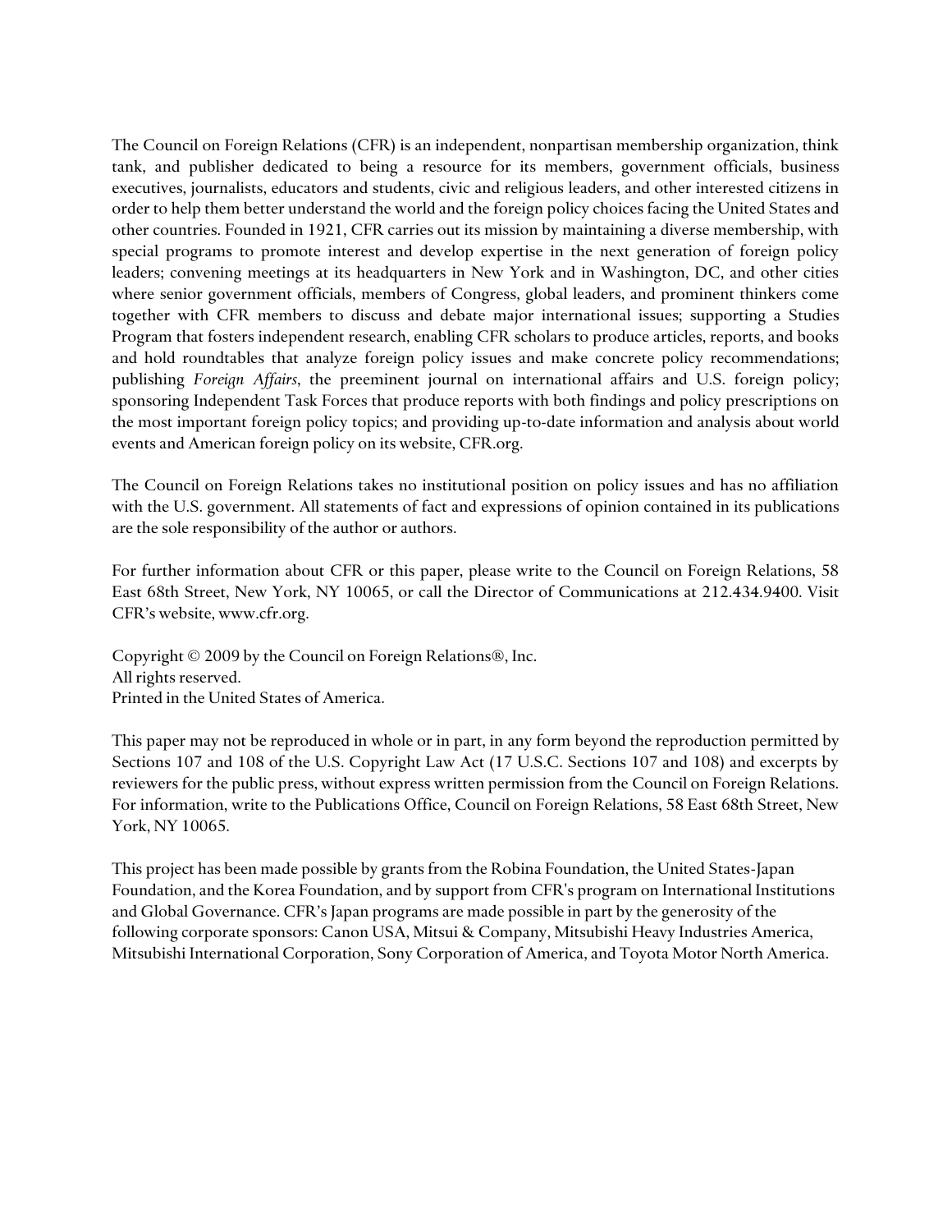The Council on Foreign Relations (CFR) is an independent, nonpartisan membership organization, think tank, and publisher dedicated to being a resource for its members, government officials, business executives, journalists, educators and students, civic and religious leaders, and other interested citizens in order to help them better understand the world and the foreign policy choices facing the United States and other countries. Founded in 1921, CFR carries out its mission by maintaining a diverse membership, with special programs to promote interest and develop expertise in the next generation of foreign policy leaders; convening meetings at its headquarters in New York and in Washington, DC, and other cities where senior government officials, members of Congress, global leaders, and prominent thinkers come together with CFR members to discuss and debate major international issues; supporting a Studies Program that fosters independent research, enabling CFR scholars to produce articles, reports, and books and hold roundtables that analyze foreign policy issues and make concrete policy recommendations; publishing *Foreign Affairs*, the preeminent journal on international affairs and U.S. foreign policy; sponsoring Independent Task Forces that produce reports with both findings and policy prescriptions on the most important foreign policy topics; and providing up-to-date information and analysis about world events and American foreign policy on its website, CFR.org.

The Council on Foreign Relations takes no institutional position on policy issues and has no affiliation with the U.S. government. All statements of fact and expressions of opinion contained in its publications are the sole responsibility of the author or authors.

For further information about CFR or this paper, please write to the Council on Foreign Relations, 58 East 68th Street, New York, NY 10065, or call the Director of Communications at 212.434.9400. Visit CFR's website, www.cfr.org.

Copyright © 2009 by the Council on Foreign Relations®, Inc.
All rights reserved.
Printed in the United States of America.

This paper may not be reproduced in whole or in part, in any form beyond the reproduction permitted by Sections 107 and 108 of the U.S. Copyright Law Act (17 U.S.C. Sections 107 and 108) and excerpts by reviewers for the public press, without express written permission from the Council on Foreign Relations. For information, write to the Publications Office, Council on Foreign Relations, 58 East 68th Street, New York, NY 10065.

This project has been made possible by grants from the Robina Foundation, the United States-Japan Foundation, and the Korea Foundation, and by support from CFR's program on International Institutions and Global Governance. CFR's Japan programs are made possible in part by the generosity of the following corporate sponsors: Canon USA, Mitsui & Company, Mitsubishi Heavy Industries America, Mitsubishi International Corporation, Sony Corporation of America, and Toyota Motor North America.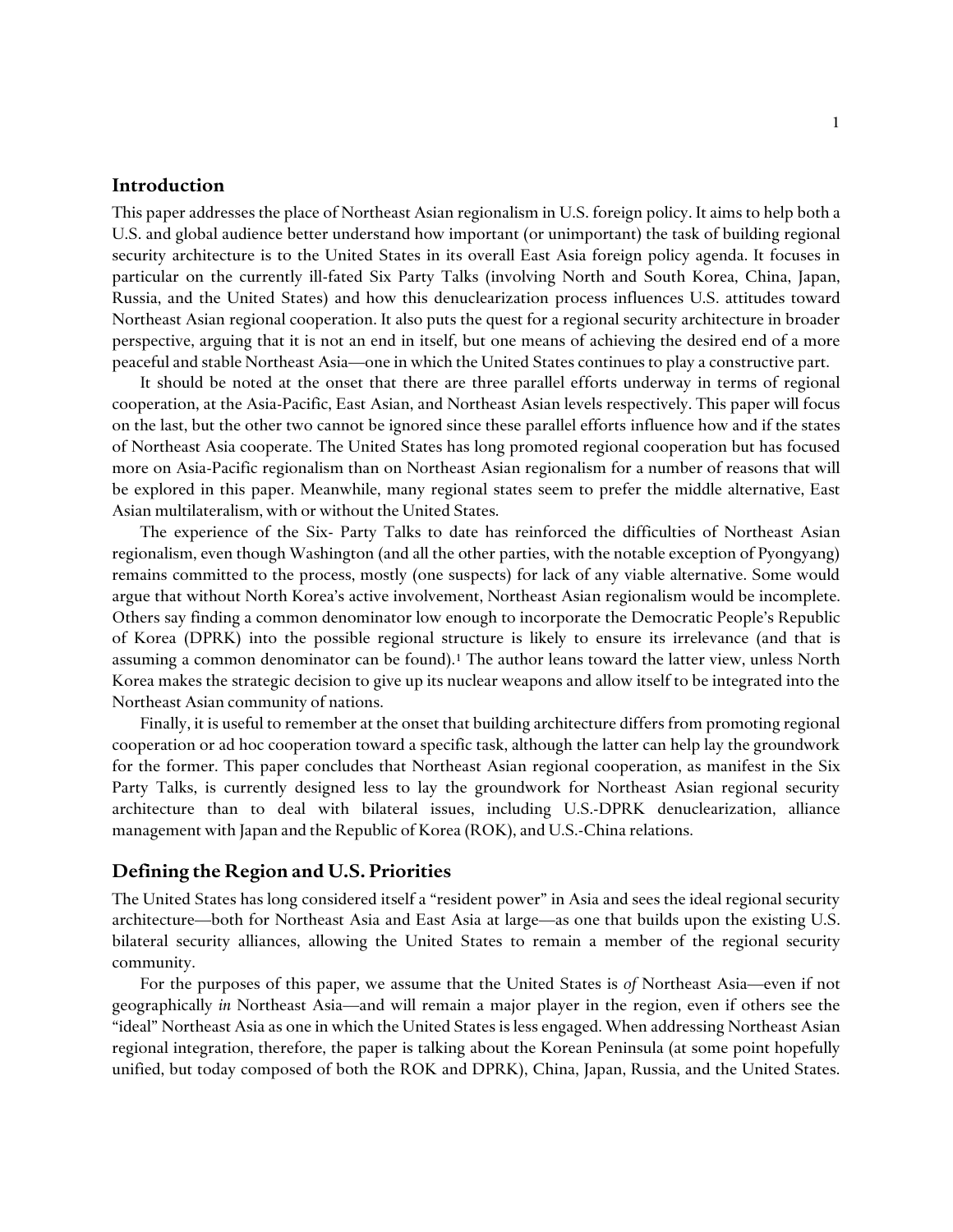## Introduction

This paper addresses the place of Northeast Asian regionalism in U.S. foreign policy. It aims to help both a U.S. and global audience better understand how important (or unimportant) the task of building regional security architecture is to the United States in its overall East Asia foreign policy agenda. It focuses in particular on the currently ill-fated Six Party Talks (involving North and South Korea, China, Japan, Russia, and the United States) and how this denuclearization process influences U.S. attitudes toward Northeast Asian regional cooperation. It also puts the quest for a regional security architecture in broader perspective, arguing that it is not an end in itself, but one means of achieving the desired end of a more peaceful and stable Northeast Asia—one in which the United States continues to play a constructive part.

It should be noted at the onset that there are three parallel efforts underway in terms of regional cooperation, at the Asia-Pacific, East Asian, and Northeast Asian levels respectively. This paper will focus on the last, but the other two cannot be ignored since these parallel efforts influence how and if the states of Northeast Asia cooperate. The United States has long promoted regional cooperation but has focused more on Asia-Pacific regionalism than on Northeast Asian regionalism for a number of reasons that will be explored in this paper. Meanwhile, many regional states seem to prefer the middle alternative, East Asian multilateralism, with or without the United States.

The experience of the Six- Party Talks to date has reinforced the difficulties of Northeast Asian regionalism, even though Washington (and all the other parties, with the notable exception of Pyongyang) remains committed to the process, mostly (one suspects) for lack of any viable alternative. Some would argue that without North Korea's active involvement, Northeast Asian regionalism would be incomplete. Others say finding a common denominator low enough to incorporate the Democratic People's Republic of Korea (DPRK) into the possible regional structure is likely to ensure its irrelevance (and that is assuming a common denominator can be found).[1] The author leans toward the latter view, unless North Korea makes the strategic decision to give up its nuclear weapons and allow itself to be integrated into the Northeast Asian community of nations.

Finally, it is useful to remember at the onset that building architecture differs from promoting regional cooperation or ad hoc cooperation toward a specific task, although the latter can help lay the groundwork for the former. This paper concludes that Northeast Asian regional cooperation, as manifest in the Six Party Talks, is currently designed less to lay the groundwork for Northeast Asian regional security architecture than to deal with bilateral issues, including U.S.-DPRK denuclearization, alliance management with Japan and the Republic of Korea (ROK), and U.S.-China relations.

## Defining the Region and U.S. Priorities

The United States has long considered itself a "resident power" in Asia and sees the ideal regional security architecture—both for Northeast Asia and East Asia at large—as one that builds upon the existing U.S. bilateral security alliances, allowing the United States to remain a member of the regional security community.

For the purposes of this paper, we assume that the United States is *of* Northeast Asia—even if not geographically *in* Northeast Asia—and will remain a major player in the region, even if others see the "ideal" Northeast Asia as one in which the United States is less engaged. When addressing Northeast Asian regional integration, therefore, the paper is talking about the Korean Peninsula (at some point hopefully unified, but today composed of both the ROK and DPRK), China, Japan, Russia, and the United States.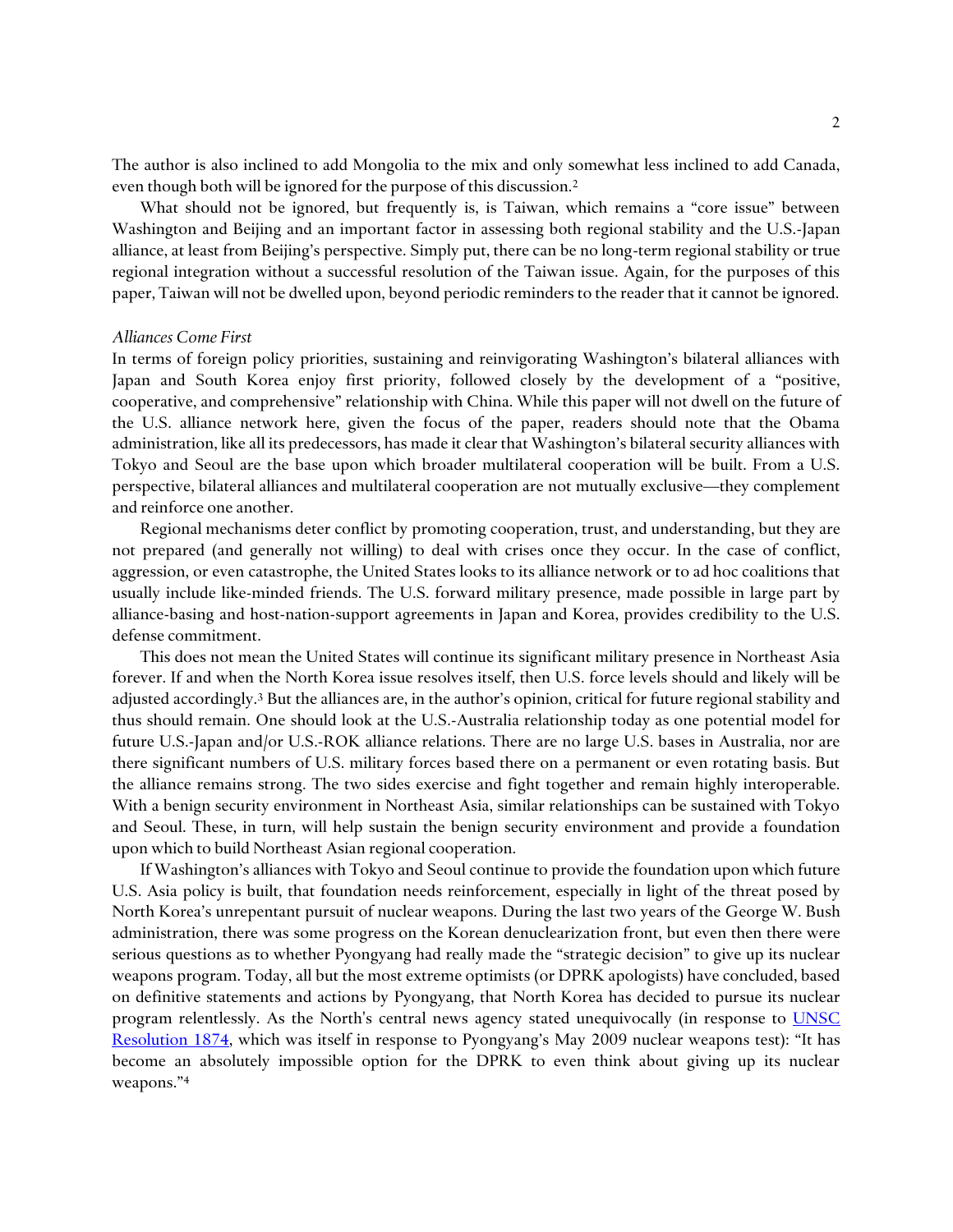The author is also inclined to add Mongolia to the mix and only somewhat less inclined to add Canada, even though both will be ignored for the purpose of this discussion.[2]

What should not be ignored, but frequently is, is Taiwan, which remains a "core issue" between Washington and Beijing and an important factor in assessing both regional stability and the U.S.-Japan alliance, at least from Beijing's perspective. Simply put, there can be no long-term regional stability or true regional integration without a successful resolution of the Taiwan issue. Again, for the purposes of this paper, Taiwan will not be dwelled upon, beyond periodic reminders to the reader that it cannot be ignored.

*Alliances Come First*

In terms of foreign policy priorities, sustaining and reinvigorating Washington's bilateral alliances with Japan and South Korea enjoy first priority, followed closely by the development of a "positive, cooperative, and comprehensive" relationship with China. While this paper will not dwell on the future of the U.S. alliance network here, given the focus of the paper, readers should note that the Obama administration, like all its predecessors, has made it clear that Washington's bilateral security alliances with Tokyo and Seoul are the base upon which broader multilateral cooperation will be built. From a U.S. perspective, bilateral alliances and multilateral cooperation are not mutually exclusive—they complement and reinforce one another.

Regional mechanisms deter conflict by promoting cooperation, trust, and understanding, but they are not prepared (and generally not willing) to deal with crises once they occur. In the case of conflict, aggression, or even catastrophe, the United States looks to its alliance network or to ad hoc coalitions that usually include like-minded friends. The U.S. forward military presence, made possible in large part by alliance-basing and host-nation-support agreements in Japan and Korea, provides credibility to the U.S. defense commitment.

This does not mean the United States will continue its significant military presence in Northeast Asia forever. If and when the North Korea issue resolves itself, then U.S. force levels should and likely will be adjusted accordingly.[3] But the alliances are, in the author's opinion, critical for future regional stability and thus should remain. One should look at the U.S.-Australia relationship today as one potential model for future U.S.-Japan and/or U.S.-ROK alliance relations. There are no large U.S. bases in Australia, nor are there significant numbers of U.S. military forces based there on a permanent or even rotating basis. But the alliance remains strong. The two sides exercise and fight together and remain highly interoperable. With a benign security environment in Northeast Asia, similar relationships can be sustained with Tokyo and Seoul. These, in turn, will help sustain the benign security environment and provide a foundation upon which to build Northeast Asian regional cooperation.

If Washington's alliances with Tokyo and Seoul continue to provide the foundation upon which future U.S. Asia policy is built, that foundation needs reinforcement, especially in light of the threat posed by North Korea's unrepentant pursuit of nuclear weapons. During the last two years of the George W. Bush administration, there was some progress on the Korean denuclearization front, but even then there were serious questions as to whether Pyongyang had really made the "strategic decision" to give up its nuclear weapons program. Today, all but the most extreme optimists (or DPRK apologists) have concluded, based on definitive statements and actions by Pyongyang, that North Korea has decided to pursue its nuclear program relentlessly. As the North's central news agency stated unequivocally (in response to UNSC Resolution 1874, which was itself in response to Pyongyang's May 2009 nuclear weapons test): "It has become an absolutely impossible option for the DPRK to even think about giving up its nuclear weapons."[4]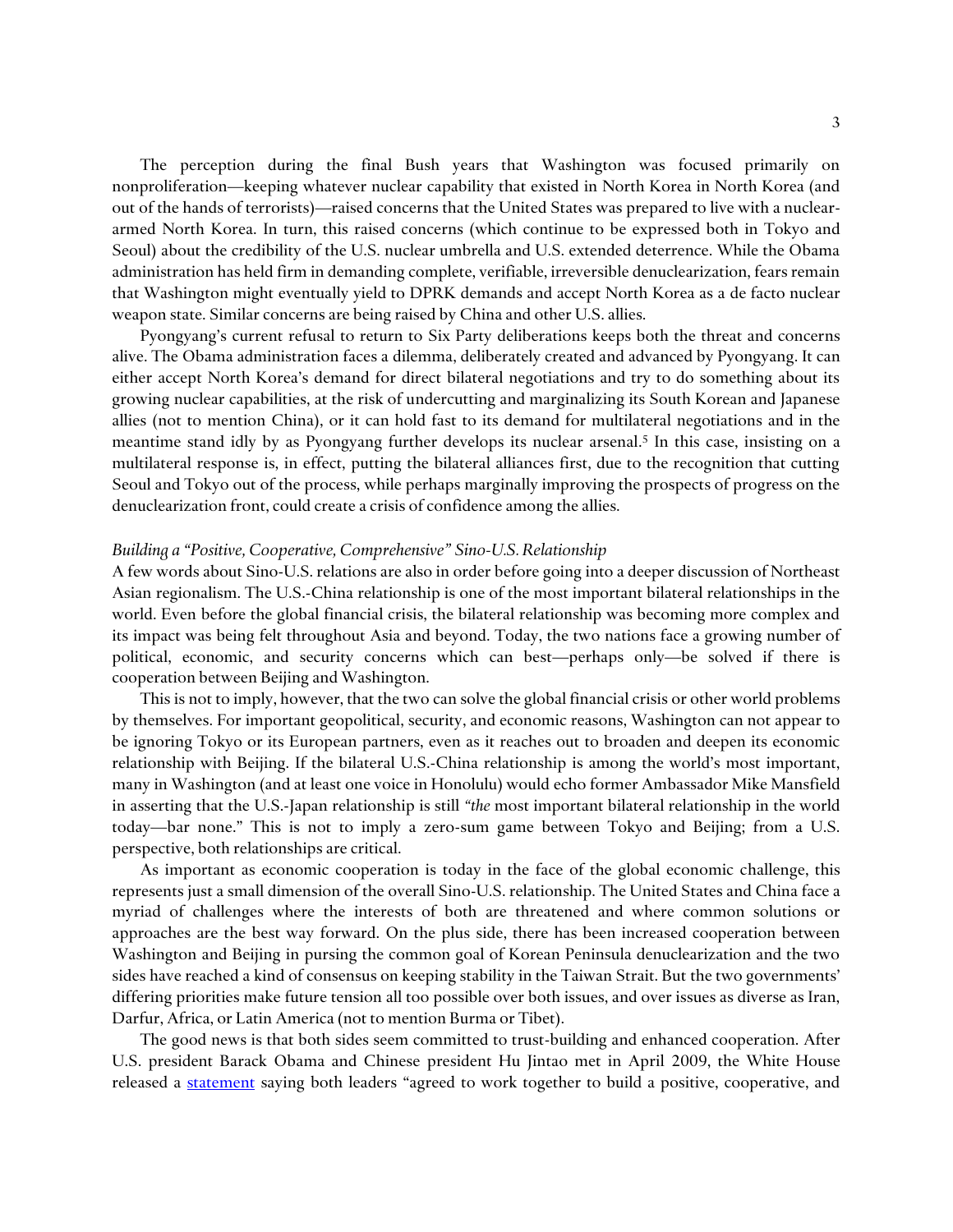The perception during the final Bush years that Washington was focused primarily on nonproliferation—keeping whatever nuclear capability that existed in North Korea in North Korea (and out of the hands of terrorists)—raised concerns that the United States was prepared to live with a nuclear-armed North Korea. In turn, this raised concerns (which continue to be expressed both in Tokyo and Seoul) about the credibility of the U.S. nuclear umbrella and U.S. extended deterrence. While the Obama administration has held firm in demanding complete, verifiable, irreversible denuclearization, fears remain that Washington might eventually yield to DPRK demands and accept North Korea as a de facto nuclear weapon state. Similar concerns are being raised by China and other U.S. allies.

Pyongyang's current refusal to return to Six Party deliberations keeps both the threat and concerns alive. The Obama administration faces a dilemma, deliberately created and advanced by Pyongyang. It can either accept North Korea's demand for direct bilateral negotiations and try to do something about its growing nuclear capabilities, at the risk of undercutting and marginalizing its South Korean and Japanese allies (not to mention China), or it can hold fast to its demand for multilateral negotiations and in the meantime stand idly by as Pyongyang further develops its nuclear arsenal.[5] In this case, insisting on a multilateral response is, in effect, putting the bilateral alliances first, due to the recognition that cutting Seoul and Tokyo out of the process, while perhaps marginally improving the prospects of progress on the denuclearization front, could create a crisis of confidence among the allies.

*Building a "Positive, Cooperative, Comprehensive" Sino-U.S. Relationship*

A few words about Sino-U.S. relations are also in order before going into a deeper discussion of Northeast Asian regionalism. The U.S.-China relationship is one of the most important bilateral relationships in the world. Even before the global financial crisis, the bilateral relationship was becoming more complex and its impact was being felt throughout Asia and beyond. Today, the two nations face a growing number of political, economic, and security concerns which can best—perhaps only—be solved if there is cooperation between Beijing and Washington.

This is not to imply, however, that the two can solve the global financial crisis or other world problems by themselves. For important geopolitical, security, and economic reasons, Washington can not appear to be ignoring Tokyo or its European partners, even as it reaches out to broaden and deepen its economic relationship with Beijing. If the bilateral U.S.-China relationship is among the world's most important, many in Washington (and at least one voice in Honolulu) would echo former Ambassador Mike Mansfield in asserting that the U.S.-Japan relationship is still *"the* most important bilateral relationship in the world today—bar none." This is not to imply a zero-sum game between Tokyo and Beijing; from a U.S. perspective, both relationships are critical.

As important as economic cooperation is today in the face of the global economic challenge, this represents just a small dimension of the overall Sino-U.S. relationship. The United States and China face a myriad of challenges where the interests of both are threatened and where common solutions or approaches are the best way forward. On the plus side, there has been increased cooperation between Washington and Beijing in pursing the common goal of Korean Peninsula denuclearization and the two sides have reached a kind of consensus on keeping stability in the Taiwan Strait. But the two governments' differing priorities make future tension all too possible over both issues, and over issues as diverse as Iran, Darfur, Africa, or Latin America (not to mention Burma or Tibet).

The good news is that both sides seem committed to trust-building and enhanced cooperation. After U.S. president Barack Obama and Chinese president Hu Jintao met in April 2009, the White House released a statement saying both leaders "agreed to work together to build a positive, cooperative, and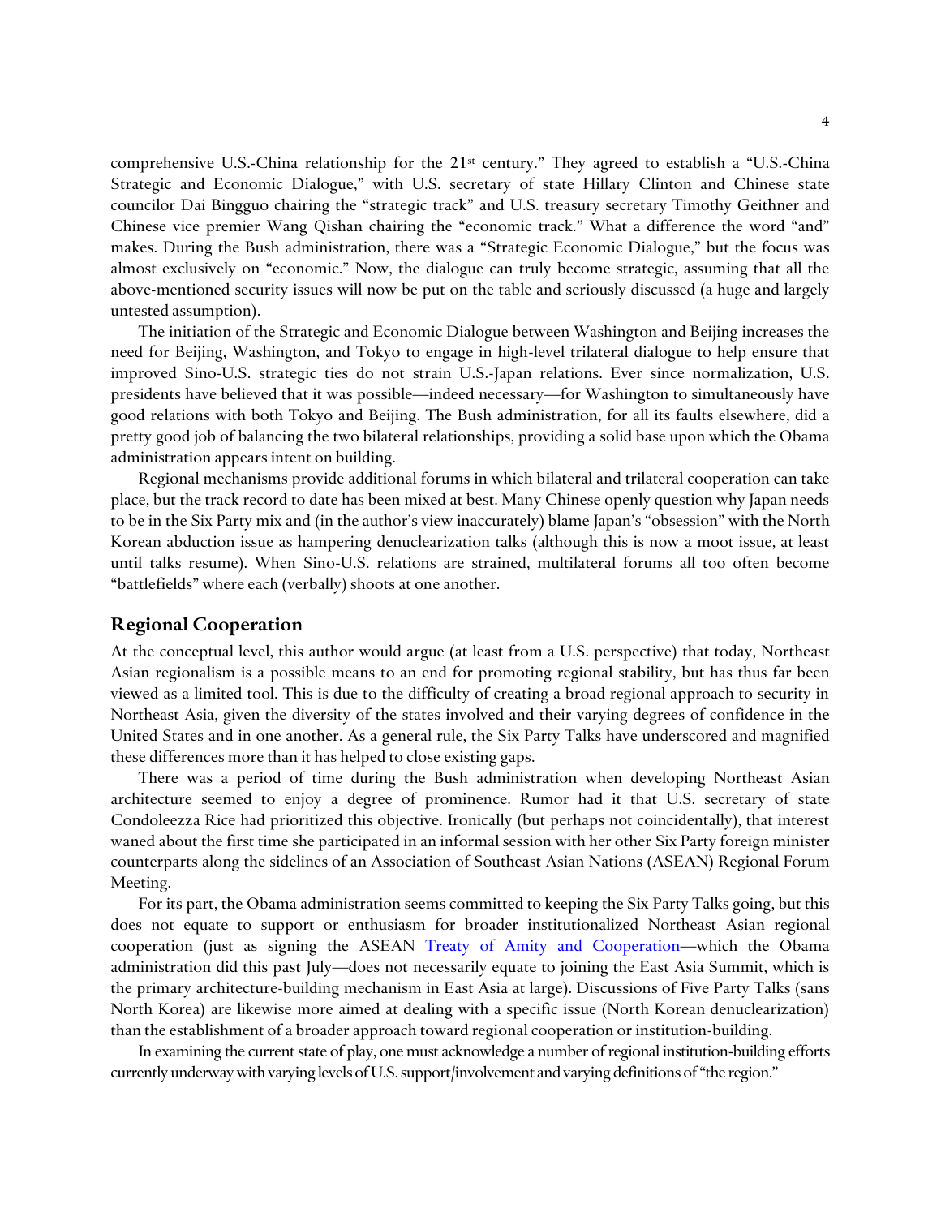comprehensive U.S.-China relationship for the 21st century." They agreed to establish a "U.S.-China Strategic and Economic Dialogue," with U.S. secretary of state Hillary Clinton and Chinese state councilor Dai Bingguo chairing the "strategic track" and U.S. treasury secretary Timothy Geithner and Chinese vice premier Wang Qishan chairing the "economic track." What a difference the word "and" makes. During the Bush administration, there was a "Strategic Economic Dialogue," but the focus was almost exclusively on "economic." Now, the dialogue can truly become strategic, assuming that all the above-mentioned security issues will now be put on the table and seriously discussed (a huge and largely untested assumption).

The initiation of the Strategic and Economic Dialogue between Washington and Beijing increases the need for Beijing, Washington, and Tokyo to engage in high-level trilateral dialogue to help ensure that improved Sino-U.S. strategic ties do not strain U.S.-Japan relations. Ever since normalization, U.S. presidents have believed that it was possible—indeed necessary—for Washington to simultaneously have good relations with both Tokyo and Beijing. The Bush administration, for all its faults elsewhere, did a pretty good job of balancing the two bilateral relationships, providing a solid base upon which the Obama administration appears intent on building.

Regional mechanisms provide additional forums in which bilateral and trilateral cooperation can take place, but the track record to date has been mixed at best. Many Chinese openly question why Japan needs to be in the Six Party mix and (in the author's view inaccurately) blame Japan's "obsession" with the North Korean abduction issue as hampering denuclearization talks (although this is now a moot issue, at least until talks resume). When Sino-U.S. relations are strained, multilateral forums all too often become "battlefields" where each (verbally) shoots at one another.

## Regional Cooperation

At the conceptual level, this author would argue (at least from a U.S. perspective) that today, Northeast Asian regionalism is a possible means to an end for promoting regional stability, but has thus far been viewed as a limited tool. This is due to the difficulty of creating a broad regional approach to security in Northeast Asia, given the diversity of the states involved and their varying degrees of confidence in the United States and in one another. As a general rule, the Six Party Talks have underscored and magnified these differences more than it has helped to close existing gaps.

There was a period of time during the Bush administration when developing Northeast Asian architecture seemed to enjoy a degree of prominence. Rumor had it that U.S. secretary of state Condoleezza Rice had prioritized this objective. Ironically (but perhaps not coincidentally), that interest waned about the first time she participated in an informal session with her other Six Party foreign minister counterparts along the sidelines of an Association of Southeast Asian Nations (ASEAN) Regional Forum Meeting.

For its part, the Obama administration seems committed to keeping the Six Party Talks going, but this does not equate to support or enthusiasm for broader institutionalized Northeast Asian regional cooperation (just as signing the ASEAN Treaty of Amity and Cooperation—which the Obama administration did this past July—does not necessarily equate to joining the East Asia Summit, which is the primary architecture-building mechanism in East Asia at large). Discussions of Five Party Talks (sans North Korea) are likewise more aimed at dealing with a specific issue (North Korean denuclearization) than the establishment of a broader approach toward regional cooperation or institution-building.

In examining the current state of play, one must acknowledge a number of regional institution-building efforts currently underway with varying levels of U.S. support/involvement and varying definitions of "the region."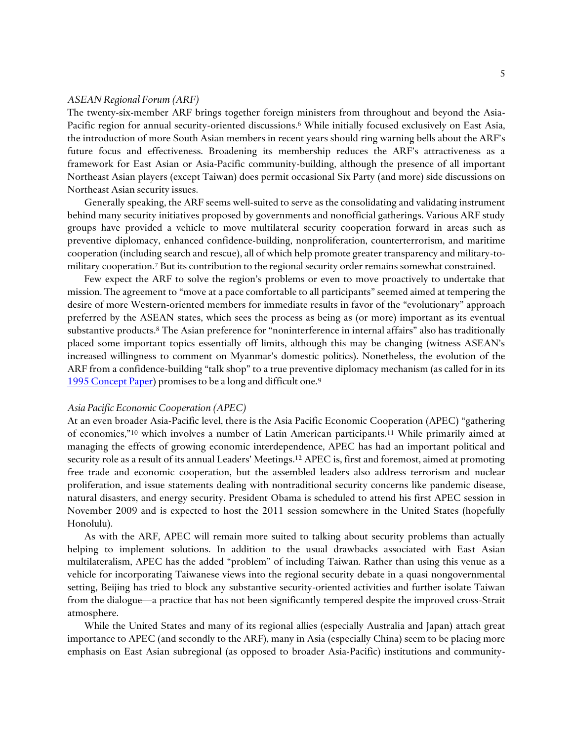*ASEAN Regional Forum (ARF)*

The twenty-six-member ARF brings together foreign ministers from throughout and beyond the Asia-Pacific region for annual security-oriented discussions.[6] While initially focused exclusively on East Asia, the introduction of more South Asian members in recent years should ring warning bells about the ARF's future focus and effectiveness. Broadening its membership reduces the ARF's attractiveness as a framework for East Asian or Asia-Pacific community-building, although the presence of all important Northeast Asian players (except Taiwan) does permit occasional Six Party (and more) side discussions on Northeast Asian security issues.

Generally speaking, the ARF seems well-suited to serve as the consolidating and validating instrument behind many security initiatives proposed by governments and nonofficial gatherings. Various ARF study groups have provided a vehicle to move multilateral security cooperation forward in areas such as preventive diplomacy, enhanced confidence-building, nonproliferation, counterterrorism, and maritime cooperation (including search and rescue), all of which help promote greater transparency and military-to-military cooperation.[7] But its contribution to the regional security order remains somewhat constrained.

Few expect the ARF to solve the region's problems or even to move proactively to undertake that mission. The agreement to "move at a pace comfortable to all participants" seemed aimed at tempering the desire of more Western-oriented members for immediate results in favor of the "evolutionary" approach preferred by the ASEAN states, which sees the process as being as (or more) important as its eventual substantive products.[8] The Asian preference for "noninterference in internal affairs" also has traditionally placed some important topics essentially off limits, although this may be changing (witness ASEAN's increased willingness to comment on Myanmar's domestic politics). Nonetheless, the evolution of the ARF from a confidence-building "talk shop" to a true preventive diplomacy mechanism (as called for in its 1995 Concept Paper) promises to be a long and difficult one.[9]

*Asia Pacific Economic Cooperation (APEC)*

At an even broader Asia-Pacific level, there is the Asia Pacific Economic Cooperation (APEC) "gathering of economies,"[10] which involves a number of Latin American participants.[11] While primarily aimed at managing the effects of growing economic interdependence, APEC has had an important political and security role as a result of its annual Leaders' Meetings.[12] APEC is, first and foremost, aimed at promoting free trade and economic cooperation, but the assembled leaders also address terrorism and nuclear proliferation, and issue statements dealing with nontraditional security concerns like pandemic disease, natural disasters, and energy security. President Obama is scheduled to attend his first APEC session in November 2009 and is expected to host the 2011 session somewhere in the United States (hopefully Honolulu).

As with the ARF, APEC will remain more suited to talking about security problems than actually helping to implement solutions. In addition to the usual drawbacks associated with East Asian multilateralism, APEC has the added "problem" of including Taiwan. Rather than using this venue as a vehicle for incorporating Taiwanese views into the regional security debate in a quasi nongovernmental setting, Beijing has tried to block any substantive security-oriented activities and further isolate Taiwan from the dialogue—a practice that has not been significantly tempered despite the improved cross-Strait atmosphere.

While the United States and many of its regional allies (especially Australia and Japan) attach great importance to APEC (and secondly to the ARF), many in Asia (especially China) seem to be placing more emphasis on East Asian subregional (as opposed to broader Asia-Pacific) institutions and community-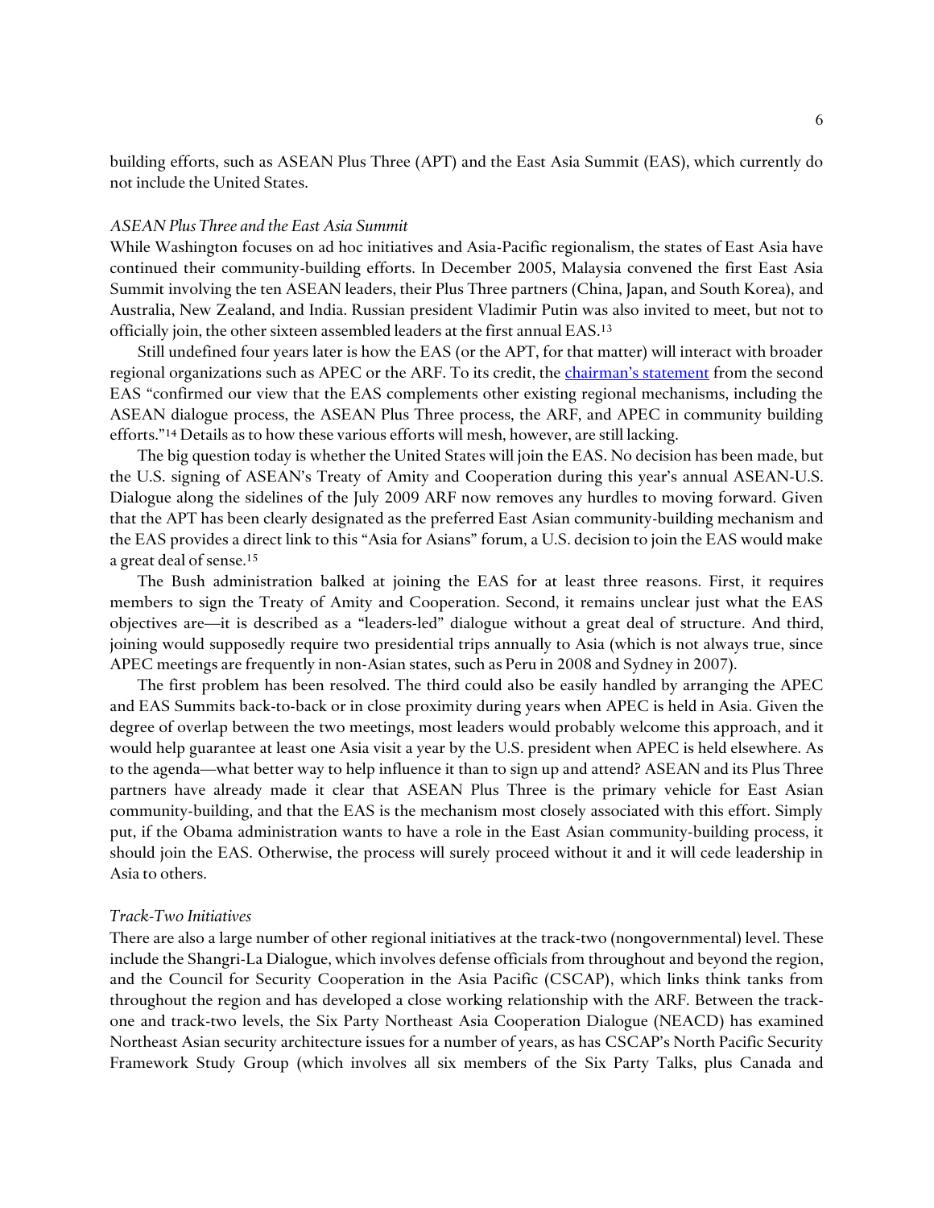building efforts, such as ASEAN Plus Three (APT) and the East Asia Summit (EAS), which currently do not include the United States.

*ASEAN Plus Three and the East Asia Summit*

While Washington focuses on ad hoc initiatives and Asia-Pacific regionalism, the states of East Asia have continued their community-building efforts. In December 2005, Malaysia convened the first East Asia Summit involving the ten ASEAN leaders, their Plus Three partners (China, Japan, and South Korea), and Australia, New Zealand, and India. Russian president Vladimir Putin was also invited to meet, but not to officially join, the other sixteen assembled leaders at the first annual EAS.[13]

Still undefined four years later is how the EAS (or the APT, for that matter) will interact with broader regional organizations such as APEC or the ARF. To its credit, the chairman's statement from the second EAS "confirmed our view that the EAS complements other existing regional mechanisms, including the ASEAN dialogue process, the ASEAN Plus Three process, the ARF, and APEC in community building efforts."[14] Details as to how these various efforts will mesh, however, are still lacking.

The big question today is whether the United States will join the EAS. No decision has been made, but the U.S. signing of ASEAN's Treaty of Amity and Cooperation during this year's annual ASEAN-U.S. Dialogue along the sidelines of the July 2009 ARF now removes any hurdles to moving forward. Given that the APT has been clearly designated as the preferred East Asian community-building mechanism and the EAS provides a direct link to this "Asia for Asians" forum, a U.S. decision to join the EAS would make a great deal of sense.[15]

The Bush administration balked at joining the EAS for at least three reasons. First, it requires members to sign the Treaty of Amity and Cooperation. Second, it remains unclear just what the EAS objectives are—it is described as a "leaders-led" dialogue without a great deal of structure. And third, joining would supposedly require two presidential trips annually to Asia (which is not always true, since APEC meetings are frequently in non-Asian states, such as Peru in 2008 and Sydney in 2007).

The first problem has been resolved. The third could also be easily handled by arranging the APEC and EAS Summits back-to-back or in close proximity during years when APEC is held in Asia. Given the degree of overlap between the two meetings, most leaders would probably welcome this approach, and it would help guarantee at least one Asia visit a year by the U.S. president when APEC is held elsewhere. As to the agenda—what better way to help influence it than to sign up and attend? ASEAN and its Plus Three partners have already made it clear that ASEAN Plus Three is the primary vehicle for East Asian community-building, and that the EAS is the mechanism most closely associated with this effort. Simply put, if the Obama administration wants to have a role in the East Asian community-building process, it should join the EAS. Otherwise, the process will surely proceed without it and it will cede leadership in Asia to others.

*Track-Two Initiatives*

There are also a large number of other regional initiatives at the track-two (nongovernmental) level. These include the Shangri-La Dialogue, which involves defense officials from throughout and beyond the region, and the Council for Security Cooperation in the Asia Pacific (CSCAP), which links think tanks from throughout the region and has developed a close working relationship with the ARF. Between the track-one and track-two levels, the Six Party Northeast Asia Cooperation Dialogue (NEACD) has examined Northeast Asian security architecture issues for a number of years, as has CSCAP's North Pacific Security Framework Study Group (which involves all six members of the Six Party Talks, plus Canada and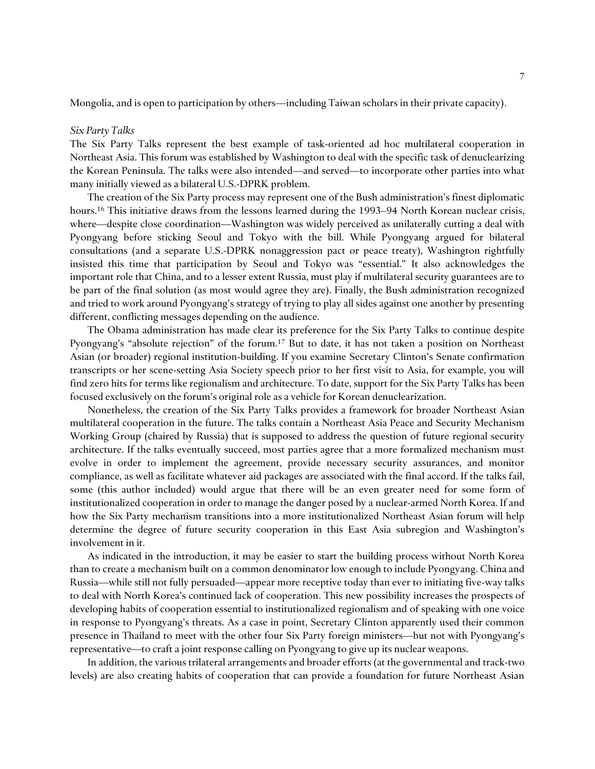Mongolia, and is open to participation by others—including Taiwan scholars in their private capacity).

*Six Party Talks*

The Six Party Talks represent the best example of task-oriented ad hoc multilateral cooperation in Northeast Asia. This forum was established by Washington to deal with the specific task of denuclearizing the Korean Peninsula. The talks were also intended—and served—to incorporate other parties into what many initially viewed as a bilateral U.S.-DPRK problem.

The creation of the Six Party process may represent one of the Bush administration's finest diplomatic hours.[16] This initiative draws from the lessons learned during the 1993–94 North Korean nuclear crisis, where—despite close coordination—Washington was widely perceived as unilaterally cutting a deal with Pyongyang before sticking Seoul and Tokyo with the bill. While Pyongyang argued for bilateral consultations (and a separate U.S.-DPRK nonaggression pact or peace treaty), Washington rightfully insisted this time that participation by Seoul and Tokyo was "essential." It also acknowledges the important role that China, and to a lesser extent Russia, must play if multilateral security guarantees are to be part of the final solution (as most would agree they are). Finally, the Bush administration recognized and tried to work around Pyongyang's strategy of trying to play all sides against one another by presenting different, conflicting messages depending on the audience.

The Obama administration has made clear its preference for the Six Party Talks to continue despite Pyongyang's "absolute rejection" of the forum.[17] But to date, it has not taken a position on Northeast Asian (or broader) regional institution-building. If you examine Secretary Clinton's Senate confirmation transcripts or her scene-setting Asia Society speech prior to her first visit to Asia, for example, you will find zero hits for terms like regionalism and architecture. To date, support for the Six Party Talks has been focused exclusively on the forum's original role as a vehicle for Korean denuclearization.

Nonetheless, the creation of the Six Party Talks provides a framework for broader Northeast Asian multilateral cooperation in the future. The talks contain a Northeast Asia Peace and Security Mechanism Working Group (chaired by Russia) that is supposed to address the question of future regional security architecture. If the talks eventually succeed, most parties agree that a more formalized mechanism must evolve in order to implement the agreement, provide necessary security assurances, and monitor compliance, as well as facilitate whatever aid packages are associated with the final accord. If the talks fail, some (this author included) would argue that there will be an even greater need for some form of institutionalized cooperation in order to manage the danger posed by a nuclear-armed North Korea. If and how the Six Party mechanism transitions into a more institutionalized Northeast Asian forum will help determine the degree of future security cooperation in this East Asia subregion and Washington's involvement in it.

As indicated in the introduction, it may be easier to start the building process without North Korea than to create a mechanism built on a common denominator low enough to include Pyongyang. China and Russia—while still not fully persuaded—appear more receptive today than ever to initiating five-way talks to deal with North Korea's continued lack of cooperation. This new possibility increases the prospects of developing habits of cooperation essential to institutionalized regionalism and of speaking with one voice in response to Pyongyang's threats. As a case in point, Secretary Clinton apparently used their common presence in Thailand to meet with the other four Six Party foreign ministers—but not with Pyongyang's representative—to craft a joint response calling on Pyongyang to give up its nuclear weapons.

In addition, the various trilateral arrangements and broader efforts (at the governmental and track-two levels) are also creating habits of cooperation that can provide a foundation for future Northeast Asian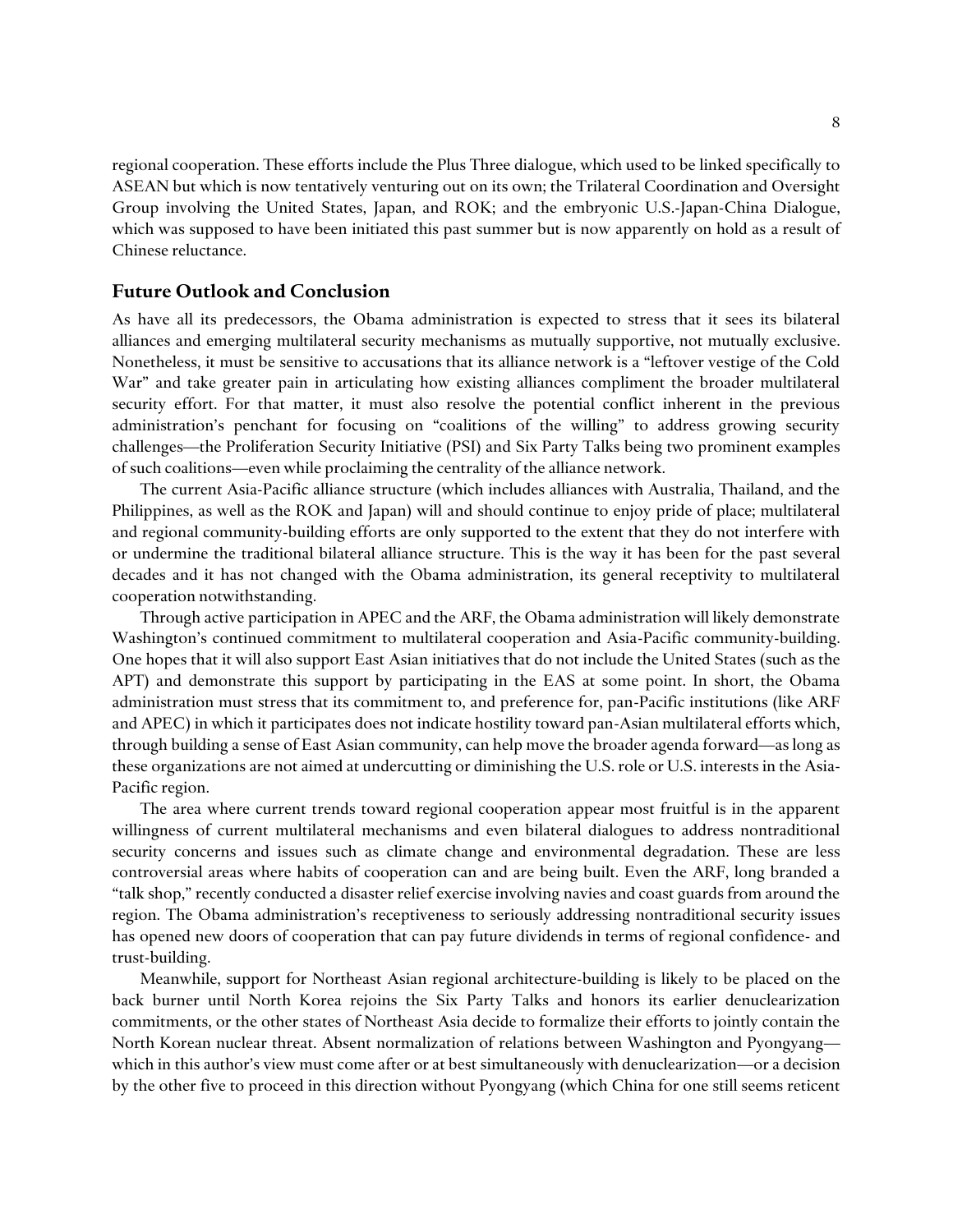regional cooperation. These efforts include the Plus Three dialogue, which used to be linked specifically to ASEAN but which is now tentatively venturing out on its own; the Trilateral Coordination and Oversight Group involving the United States, Japan, and ROK; and the embryonic U.S.-Japan-China Dialogue, which was supposed to have been initiated this past summer but is now apparently on hold as a result of Chinese reluctance.

## Future Outlook and Conclusion

As have all its predecessors, the Obama administration is expected to stress that it sees its bilateral alliances and emerging multilateral security mechanisms as mutually supportive, not mutually exclusive. Nonetheless, it must be sensitive to accusations that its alliance network is a "leftover vestige of the Cold War" and take greater pain in articulating how existing alliances compliment the broader multilateral security effort. For that matter, it must also resolve the potential conflict inherent in the previous administration's penchant for focusing on "coalitions of the willing" to address growing security challenges—the Proliferation Security Initiative (PSI) and Six Party Talks being two prominent examples of such coalitions—even while proclaiming the centrality of the alliance network.

The current Asia-Pacific alliance structure (which includes alliances with Australia, Thailand, and the Philippines, as well as the ROK and Japan) will and should continue to enjoy pride of place; multilateral and regional community-building efforts are only supported to the extent that they do not interfere with or undermine the traditional bilateral alliance structure. This is the way it has been for the past several decades and it has not changed with the Obama administration, its general receptivity to multilateral cooperation notwithstanding.

Through active participation in APEC and the ARF, the Obama administration will likely demonstrate Washington's continued commitment to multilateral cooperation and Asia-Pacific community-building. One hopes that it will also support East Asian initiatives that do not include the United States (such as the APT) and demonstrate this support by participating in the EAS at some point. In short, the Obama administration must stress that its commitment to, and preference for, pan-Pacific institutions (like ARF and APEC) in which it participates does not indicate hostility toward pan-Asian multilateral efforts which, through building a sense of East Asian community, can help move the broader agenda forward—as long as these organizations are not aimed at undercutting or diminishing the U.S. role or U.S. interests in the Asia-Pacific region.

The area where current trends toward regional cooperation appear most fruitful is in the apparent willingness of current multilateral mechanisms and even bilateral dialogues to address nontraditional security concerns and issues such as climate change and environmental degradation. These are less controversial areas where habits of cooperation can and are being built. Even the ARF, long branded a "talk shop," recently conducted a disaster relief exercise involving navies and coast guards from around the region. The Obama administration's receptiveness to seriously addressing nontraditional security issues has opened new doors of cooperation that can pay future dividends in terms of regional confidence- and trust-building.

Meanwhile, support for Northeast Asian regional architecture-building is likely to be placed on the back burner until North Korea rejoins the Six Party Talks and honors its earlier denuclearization commitments, or the other states of Northeast Asia decide to formalize their efforts to jointly contain the North Korean nuclear threat. Absent normalization of relations between Washington and Pyongyang—which in this author's view must come after or at best simultaneously with denuclearization—or a decision by the other five to proceed in this direction without Pyongyang (which China for one still seems reticent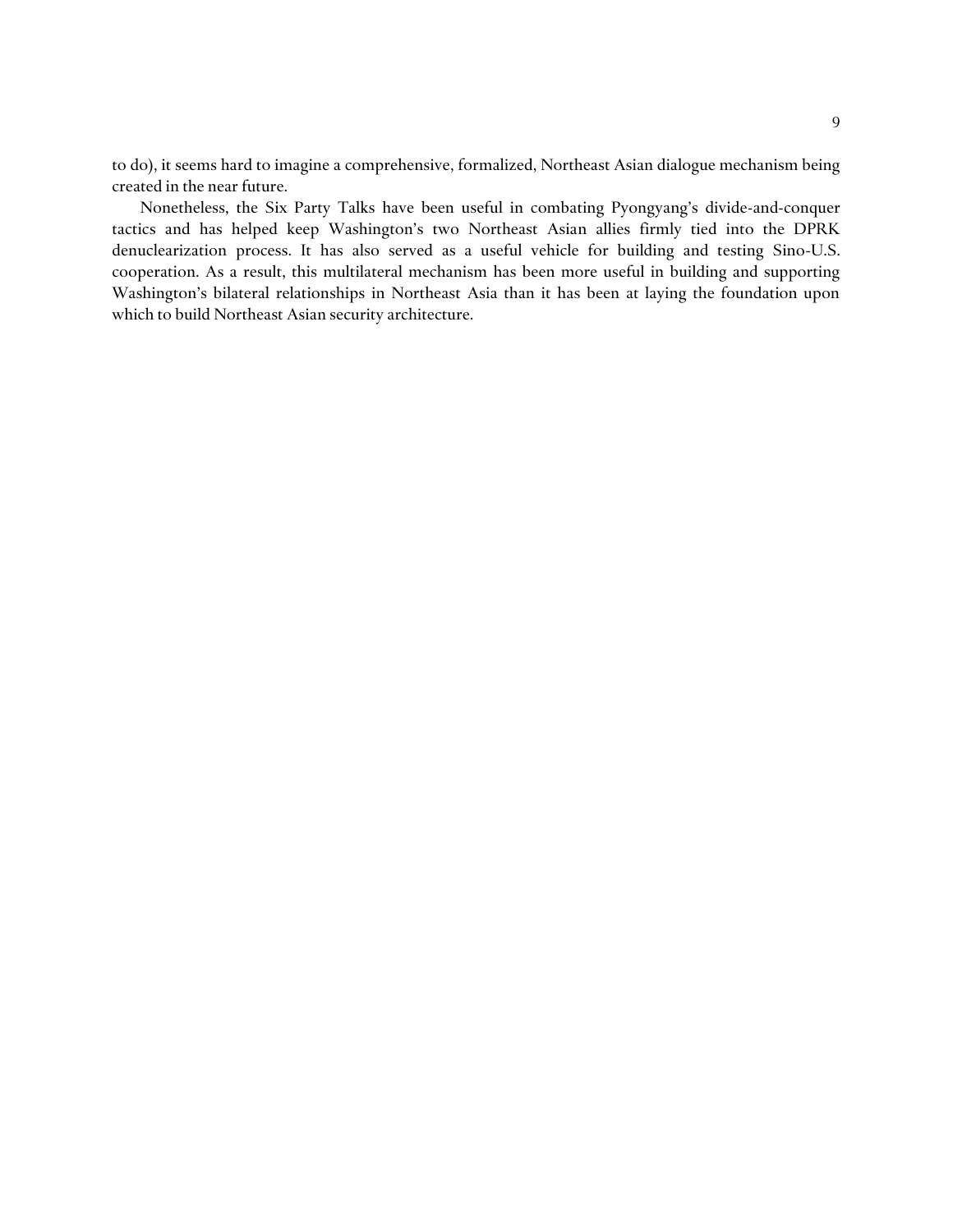to do), it seems hard to imagine a comprehensive, formalized, Northeast Asian dialogue mechanism being created in the near future.

Nonetheless, the Six Party Talks have been useful in combating Pyongyang's divide-and-conquer tactics and has helped keep Washington's two Northeast Asian allies firmly tied into the DPRK denuclearization process. It has also served as a useful vehicle for building and testing Sino-U.S. cooperation. As a result, this multilateral mechanism has been more useful in building and supporting Washington's bilateral relationships in Northeast Asia than it has been at laying the foundation upon which to build Northeast Asian security architecture.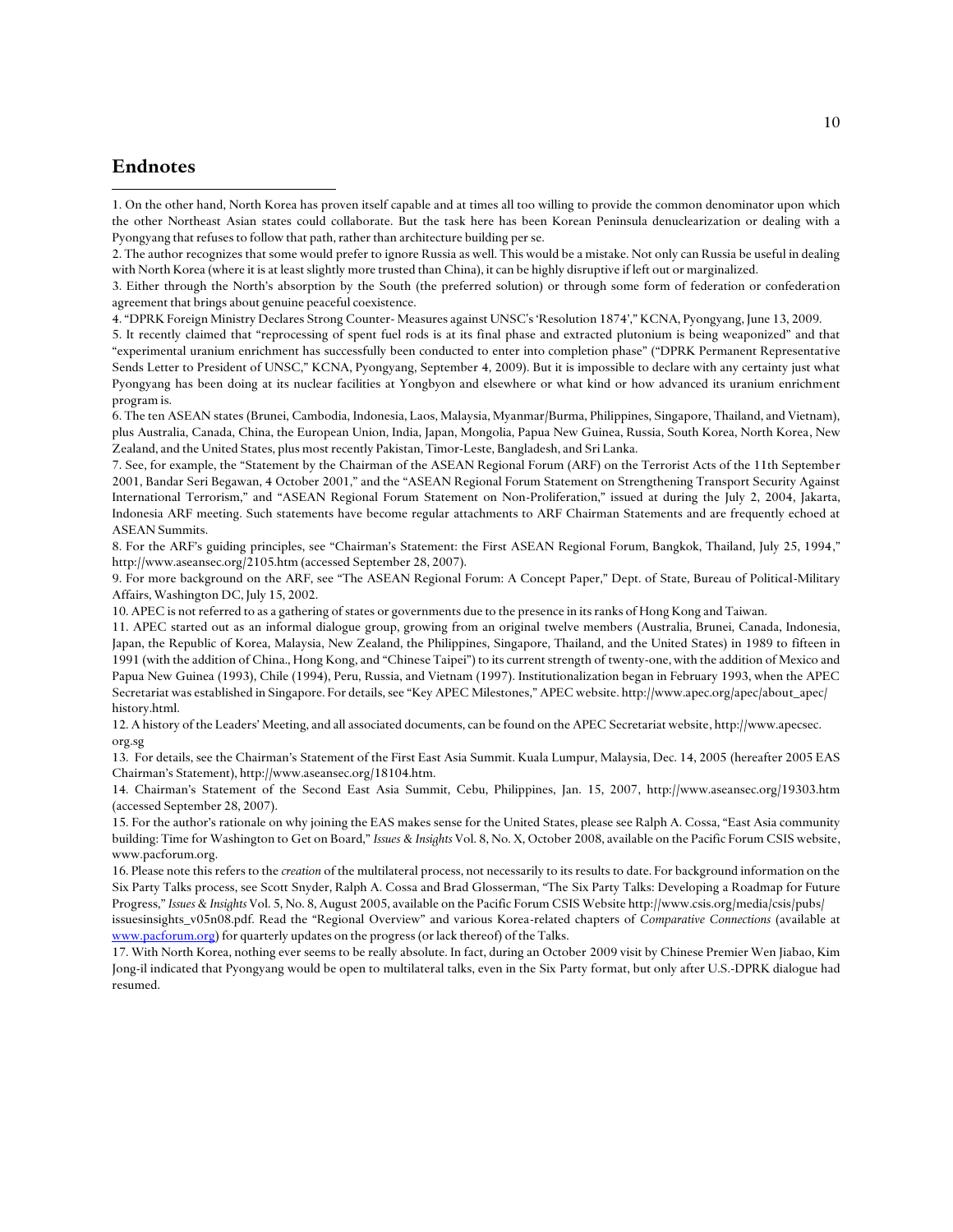# Endnotes

1. On the other hand, North Korea has proven itself capable and at times all too willing to provide the common denominator upon which the other Northeast Asian states could collaborate. But the task here has been Korean Peninsula denuclearization or dealing with a Pyongyang that refuses to follow that path, rather than architecture building per se.

2. The author recognizes that some would prefer to ignore Russia as well. This would be a mistake. Not only can Russia be useful in dealing with North Korea (where it is at least slightly more trusted than China), it can be highly disruptive if left out or marginalized.

3. Either through the North's absorption by the South (the preferred solution) or through some form of federation or confederation agreement that brings about genuine peaceful coexistence.

4. "DPRK Foreign Ministry Declares Strong Counter- Measures against UNSC's 'Resolution 1874'," KCNA, Pyongyang, June 13, 2009.

5. It recently claimed that "reprocessing of spent fuel rods is at its final phase and extracted plutonium is being weaponized" and that "experimental uranium enrichment has successfully been conducted to enter into completion phase" ("DPRK Permanent Representative Sends Letter to President of UNSC," KCNA, Pyongyang, September 4, 2009). But it is impossible to declare with any certainty just what Pyongyang has been doing at its nuclear facilities at Yongbyon and elsewhere or what kind or how advanced its uranium enrichment program is.

6. The ten ASEAN states (Brunei, Cambodia, Indonesia, Laos, Malaysia, Myanmar/Burma, Philippines, Singapore, Thailand, and Vietnam), plus Australia, Canada, China, the European Union, India, Japan, Mongolia, Papua New Guinea, Russia, South Korea, North Korea, New Zealand, and the United States, plus most recently Pakistan, Timor-Leste, Bangladesh, and Sri Lanka.

7. See, for example, the "Statement by the Chairman of the ASEAN Regional Forum (ARF) on the Terrorist Acts of the 11th September 2001, Bandar Seri Begawan, 4 October 2001," and the "ASEAN Regional Forum Statement on Strengthening Transport Security Against International Terrorism," and "ASEAN Regional Forum Statement on Non-Proliferation," issued at during the July 2, 2004, Jakarta, Indonesia ARF meeting. Such statements have become regular attachments to ARF Chairman Statements and are frequently echoed at ASEAN Summits.

8. For the ARF's guiding principles, see "Chairman's Statement: the First ASEAN Regional Forum, Bangkok, Thailand, July 25, 1994," http://www.aseansec.org/2105.htm (accessed September 28, 2007).

9. For more background on the ARF, see "The ASEAN Regional Forum: A Concept Paper," Dept. of State, Bureau of Political-Military Affairs, Washington DC, July 15, 2002.

10. APEC is not referred to as a gathering of states or governments due to the presence in its ranks of Hong Kong and Taiwan.

11. APEC started out as an informal dialogue group, growing from an original twelve members (Australia, Brunei, Canada, Indonesia, Japan, the Republic of Korea, Malaysia, New Zealand, the Philippines, Singapore, Thailand, and the United States) in 1989 to fifteen in 1991 (with the addition of China., Hong Kong, and "Chinese Taipei") to its current strength of twenty-one, with the addition of Mexico and Papua New Guinea (1993), Chile (1994), Peru, Russia, and Vietnam (1997). Institutionalization began in February 1993, when the APEC Secretariat was established in Singapore. For details, see "Key APEC Milestones," APEC website. http://www.apec.org/apec/about_apec/history.html.

12. A history of the Leaders' Meeting, and all associated documents, can be found on the APEC Secretariat website, http://www.apecsec.org.sg

13. For details, see the Chairman's Statement of the First East Asia Summit. Kuala Lumpur, Malaysia, Dec. 14, 2005 (hereafter 2005 EAS Chairman's Statement), http://www.aseansec.org/18104.htm.

14. Chairman's Statement of the Second East Asia Summit, Cebu, Philippines, Jan. 15, 2007, http://www.aseansec.org/19303.htm (accessed September 28, 2007).

15. For the author's rationale on why joining the EAS makes sense for the United States, please see Ralph A. Cossa, "East Asia community building: Time for Washington to Get on Board," *Issues & Insights* Vol. 8, No. X, October 2008, available on the Pacific Forum CSIS website, www.pacforum.org.

16. Please note this refers to the *creation* of the multilateral process, not necessarily to its results to date. For background information on the Six Party Talks process, see Scott Snyder, Ralph A. Cossa and Brad Glosserman, "The Six Party Talks: Developing a Roadmap for Future Progress," *Issues & Insights* Vol. 5, No. 8, August 2005, available on the Pacific Forum CSIS Website http://www.csis.org/media/csis/pubs/issuesinsights_v05n08.pdf. Read the "Regional Overview" and various Korea-related chapters of *Comparative Connections* (available at www.pacforum.org) for quarterly updates on the progress (or lack thereof) of the Talks.

17. With North Korea, nothing ever seems to be really absolute. In fact, during an October 2009 visit by Chinese Premier Wen Jiabao, Kim Jong-il indicated that Pyongyang would be open to multilateral talks, even in the Six Party format, but only after U.S.-DPRK dialogue had resumed.